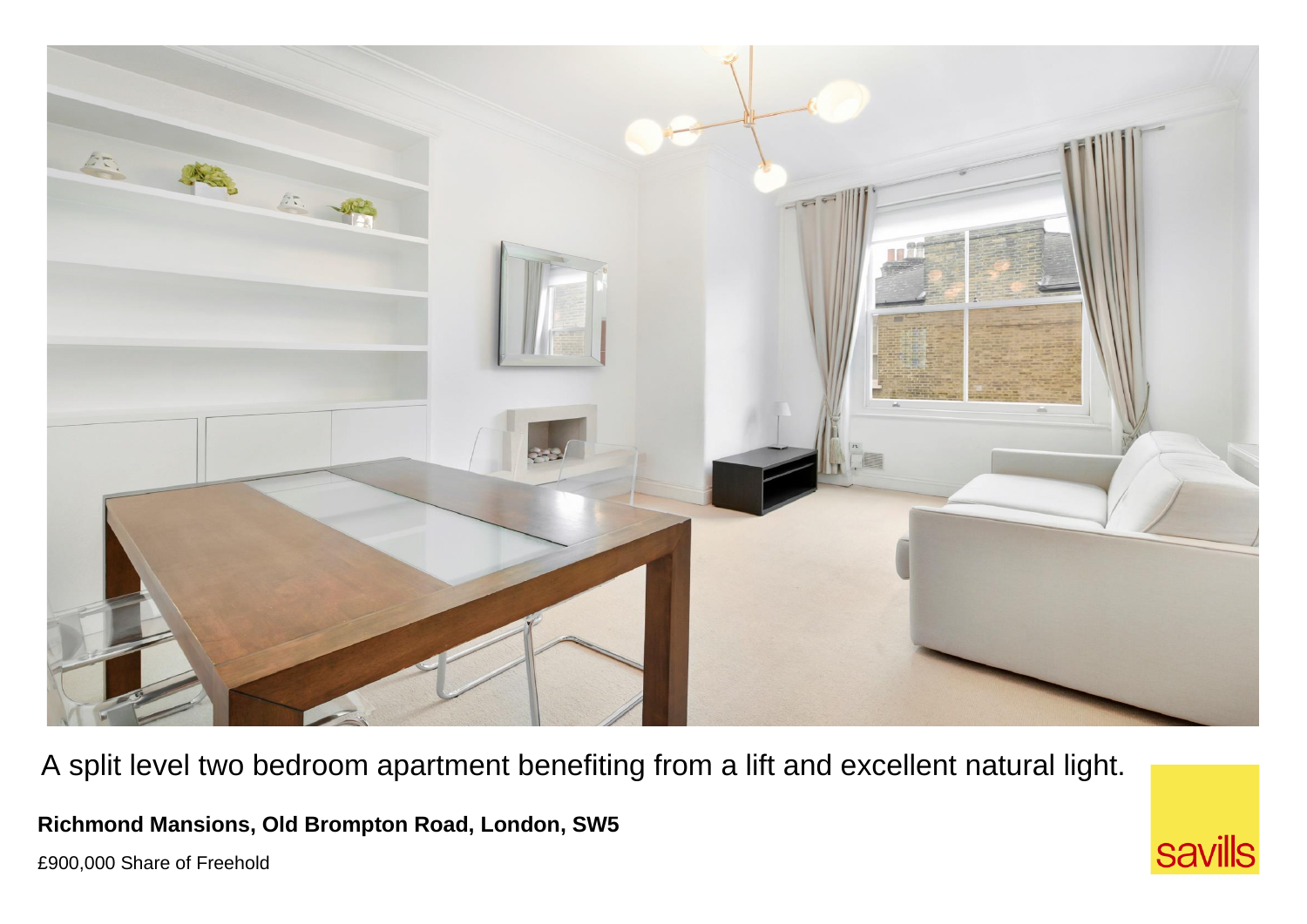A split level two bedroom apartment benefiting from a lift and excellent natural light.

**Richmond Mansions, Old Brompton Road, London, SW5**

£900,000 Share of Freehold

savills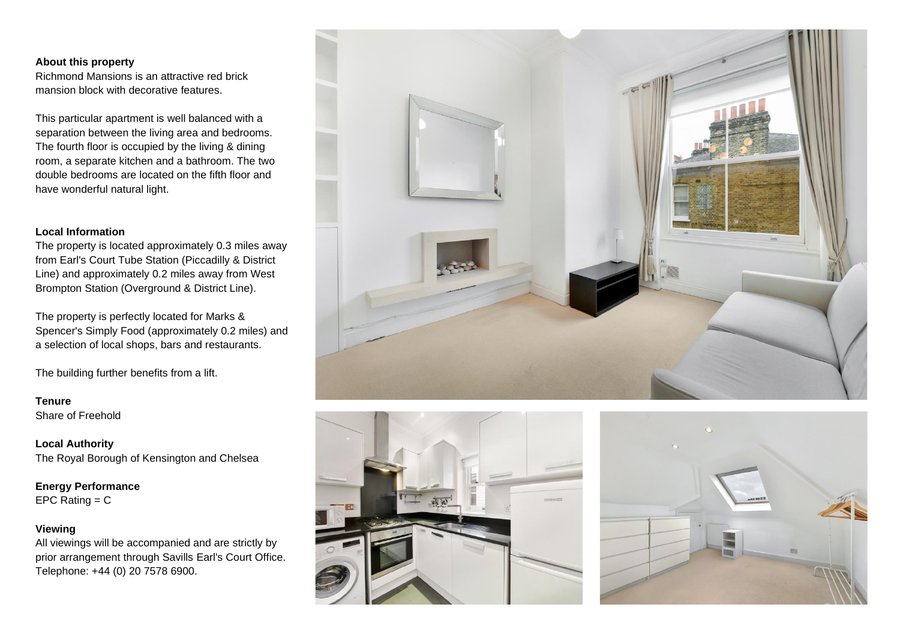**About this property**

Richmond Mansions is an attractive red brick mansion block with decorative features.

This particular apartment is well balanced with a separation between the living area and bedrooms. The fourth floor is occupied by the living & dining room, a separate kitchen and a bathroom. The two double bedrooms are located on the fifth floor and have wonderful natural light.

**Local Information**

The property is located approximately 0.3 miles away from Earl's Court Tube Station (Piccadilly & District Line) and approximately 0.2 miles away from West Brompton Station (Overground & District Line).

The property is perfectly located for Marks & Spencer's Simply Food (approximately 0.2 miles) and a selection of local shops, bars and restaurants.

The building further benefits from a lift.

**Tenure**

Share of Freehold

**Local Authority**

The Royal Borough of Kensington and Chelsea

**Energy Performance**

EPC Rating = C

**Viewing**

All viewings will be accompanied and are strictly by prior arrangement through Savills Earl's Court Office. Telephone: +44 (0) 20 7578 6900.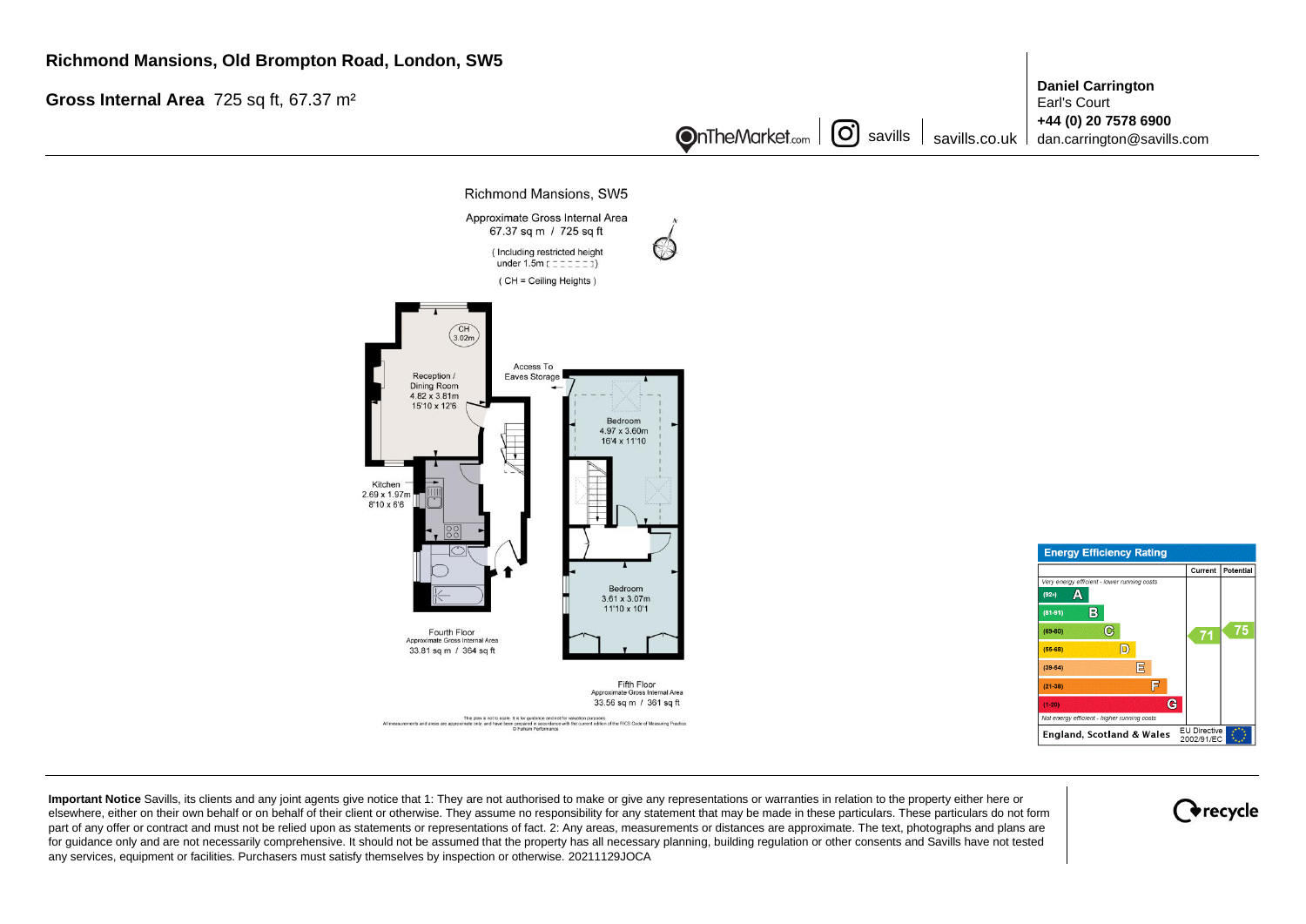# Richmond Mansions, Old Brompton Road, London, SW5

**Gross Internal Area** 725 sq ft, 67.37 m²

OnTheMarket.com | savills | savills.co.uk

**Daniel Carrington**
Earl's Court
**+44 (0) 20 7578 6900**
dan.carrington@savills.com

Richmond Mansions, SW5

Approximate Gross Internal Area
67.37 sq m / 725 sq ft

( Including restricted height under 1.5m )

( CH = Ceiling Heights )

CH 3.02m

Reception / Dining Room
4.82 x 3.81m
15'10 x 12'6

Access To Eaves Storage

Bedroom
4.97 x 3.60m
16'4 x 11'10

Kitchen
2.69 x 1.97m
8'10 x 6'6

Bedroom
3.61 x 3.07m
11'10 x 10'1

Fourth Floor
Approximate Gross Internal Area
33.81 sq m / 364 sq ft

Fifth Floor
Approximate Gross Internal Area
33.56 sq m / 361 sq ft

This plan is not to scale. It is for guidance and not for valuation purposes.
All measurements and areas are approximate only, and have been prepared in accordance with the current edition of the RICS Code of Measuring Practice.
© Fulham Performance.

**Energy Efficiency Rating**

Current | Potential

Very energy efficient - lower running costs

(92+) A

(81-91) B

(69-80) C

(55-68) D

(39-54) E

(21-38) F

(1-20) G

Not energy efficient - higher running costs

Current: 71

Potential: 75

England, Scotland & Wales — EU Directive 2002/91/EC

**Important Notice** Savills, its clients and any joint agents give notice that 1: They are not authorised to make or give any representations or warranties in relation to the property either here or elsewhere, either on their own behalf or on behalf of their client or otherwise. They assume no responsibility for any statement that may be made in these particulars. These particulars do not form part of any offer or contract and must not be relied upon as statements or representations of fact. 2: Any areas, measurements or distances are approximate. The text, photographs and plans are for guidance only and are not necessarily comprehensive. It should not be assumed that the property has all necessary planning, building regulation or other consents and Savills have not tested any services, equipment or facilities. Purchasers must satisfy themselves by inspection or otherwise. 20211129JOCA

recycle